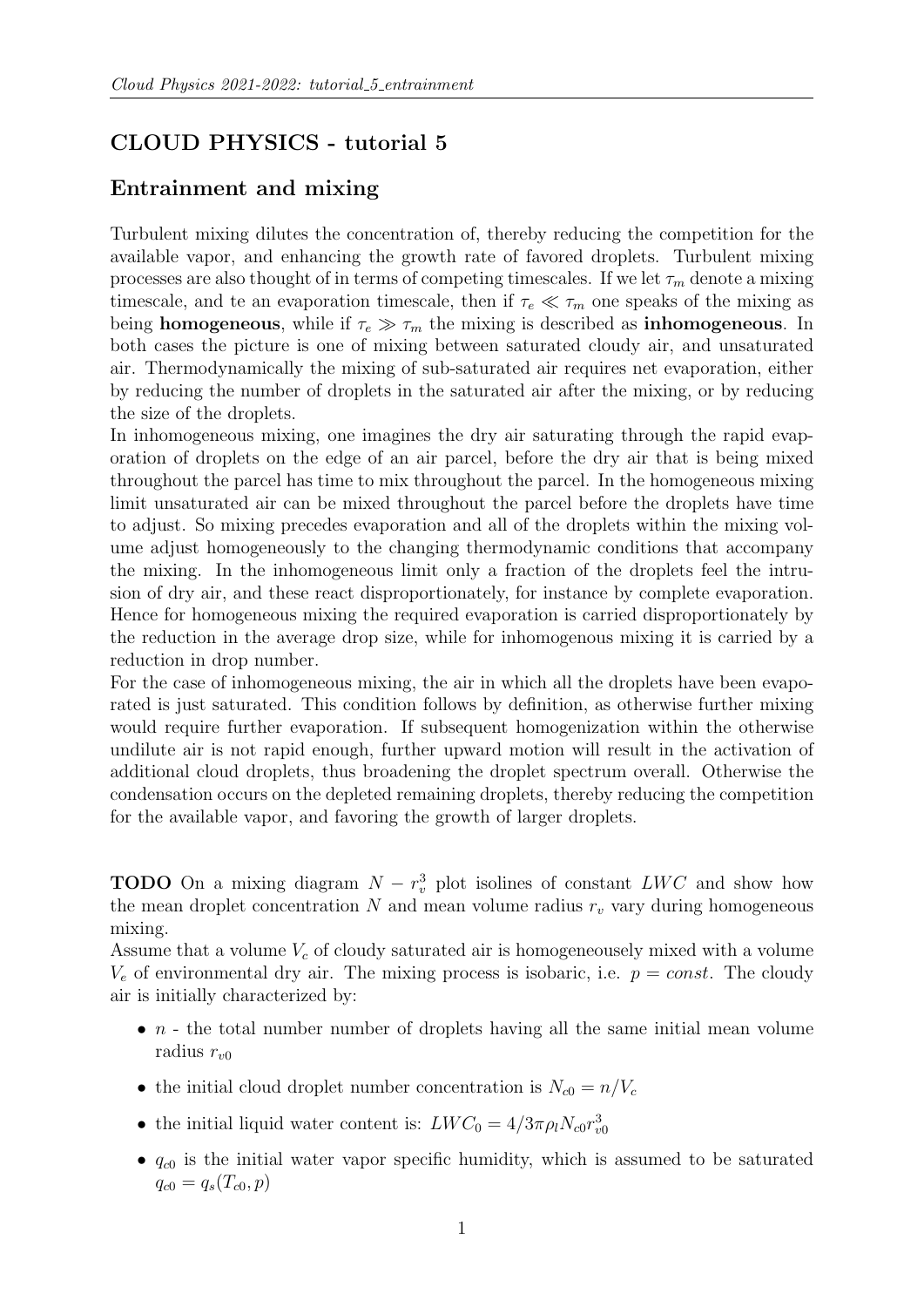## CLOUD PHYSICS - tutorial 5

## Entrainment and mixing

Turbulent mixing dilutes the concentration of, thereby reducing the competition for the available vapor, and enhancing the growth rate of favored droplets. Turbulent mixing processes are also thought of in terms of competing timescales. If we let $\tau_m$ denote a mixing timescale, and te an evaporation timescale, then if $\tau_e \ll \tau_m$ one speaks of the mixing as being **homogeneous**, while if $\tau_e \gg \tau_m$ the mixing is described as **inhomogeneous**. In both cases the picture is one of mixing between saturated cloudy air, and unsaturated air. Thermodynamically the mixing of sub-saturated air requires net evaporation, either by reducing the number of droplets in the saturated air after the mixing, or by reducing the size of the droplets.

In inhomogeneous mixing, one imagines the dry air saturating through the rapid evaporation of droplets on the edge of an air parcel, before the dry air that is being mixed throughout the parcel has time to mix throughout the parcel. In the homogeneous mixing limit unsaturated air can be mixed throughout the parcel before the droplets have time to adjust. So mixing precedes evaporation and all of the droplets within the mixing volume adjust homogeneously to the changing thermodynamic conditions that accompany the mixing. In the inhomogeneous limit only a fraction of the droplets feel the intrusion of dry air, and these react disproportionately, for instance by complete evaporation. Hence for homogeneous mixing the required evaporation is carried disproportionately by the reduction in the average drop size, while for inhomogenous mixing it is carried by a reduction in drop number.

For the case of inhomogeneous mixing, the air in which all the droplets have been evaporated is just saturated. This condition follows by definition, as otherwise further mixing would require further evaporation. If subsequent homogenization within the otherwise undilute air is not rapid enough, further upward motion will result in the activation of additional cloud droplets, thus broadening the droplet spectrum overall. Otherwise the condensation occurs on the depleted remaining droplets, thereby reducing the competition for the available vapor, and favoring the growth of larger droplets.

**TODO** On a mixing diagram $N - r_v^3$ plot isolines of constant $LWC$ and show how the mean droplet concentration $N$ and mean volume radius $r_v$ vary during homogeneous mixing.

Assume that a volume $V_c$ of cloudy saturated air is homogeneously mixed with a volume $V_e$ of environmental dry air. The mixing process is isobaric, i.e. $p = const$. The cloudy air is initially characterized by:

- $n$ - the total number number of droplets having all the same initial mean volume radius $r_{v0}$
- the initial cloud droplet number concentration is $N_{c0} = n/V_c$
- the initial liquid water content is: $LWC_0 = 4/3\pi\rho_l N_{c0} r_{v0}^3$
- $q_{c0}$ is the initial water vapor specific humidity, which is assumed to be saturated $q_{c0} = q_s(T_{c0}, p)$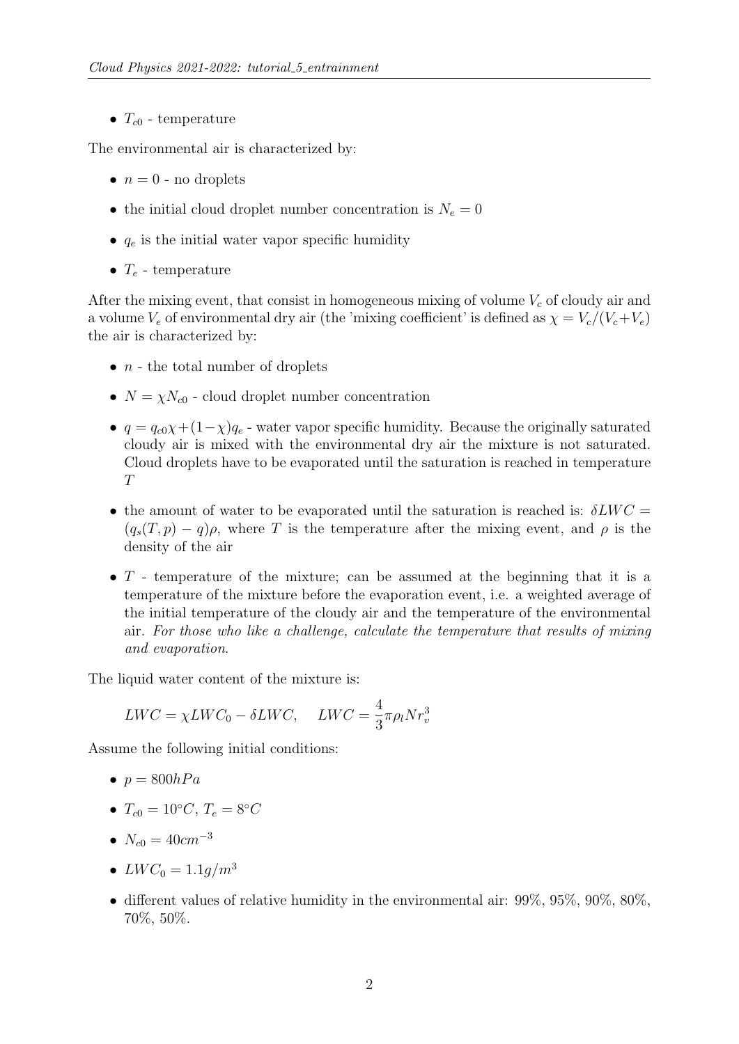- $T_{c0}$ - temperature

The environmental air is characterized by:

- $n = 0$ - no droplets
- the initial cloud droplet number concentration is $N_e = 0$
- $q_e$ is the initial water vapor specific humidity
- $T_e$ - temperature

After the mixing event, that consist in homogeneous mixing of volume $V_c$ of cloudy air and a volume $V_e$ of environmental dry air (the 'mixing coefficient' is defined as $\chi = V_c/(V_c+V_e)$ the air is characterized by:

- $n$ - the total number of droplets
- $N = \chi N_{c0}$ - cloud droplet number concentration
- $q = q_{c0}\chi + (1-\chi)q_e$ - water vapor specific humidity. Because the originally saturated cloudy air is mixed with the environmental dry air the mixture is not saturated. Cloud droplets have to be evaporated until the saturation is reached in temperature $T$
- the amount of water to be evaporated until the saturation is reached is: $\delta LWC = (q_s(T,p) - q)\rho$, where $T$ is the temperature after the mixing event, and $\rho$ is the density of the air
- $T$ - temperature of the mixture; can be assumed at the beginning that it is a temperature of the mixture before the evaporation event, i.e. a weighted average of the initial temperature of the cloudy air and the temperature of the environmental air. *For those who like a challenge, calculate the temperature that results of mixing and evaporation.*

The liquid water content of the mixture is:

$$LWC = \chi LWC_0 - \delta LWC, \quad LWC = \frac{4}{3}\pi\rho_l N r_v^3$$

Assume the following initial conditions:

- $p = 800hPa$
- $T_{c0} = 10°C$, $T_e = 8°C$
- $N_{c0} = 40cm^{-3}$
- $LWC_0 = 1.1g/m^3$
- different values of relative humidity in the environmental air: 99%, 95%, 90%, 80%, 70%, 50%.